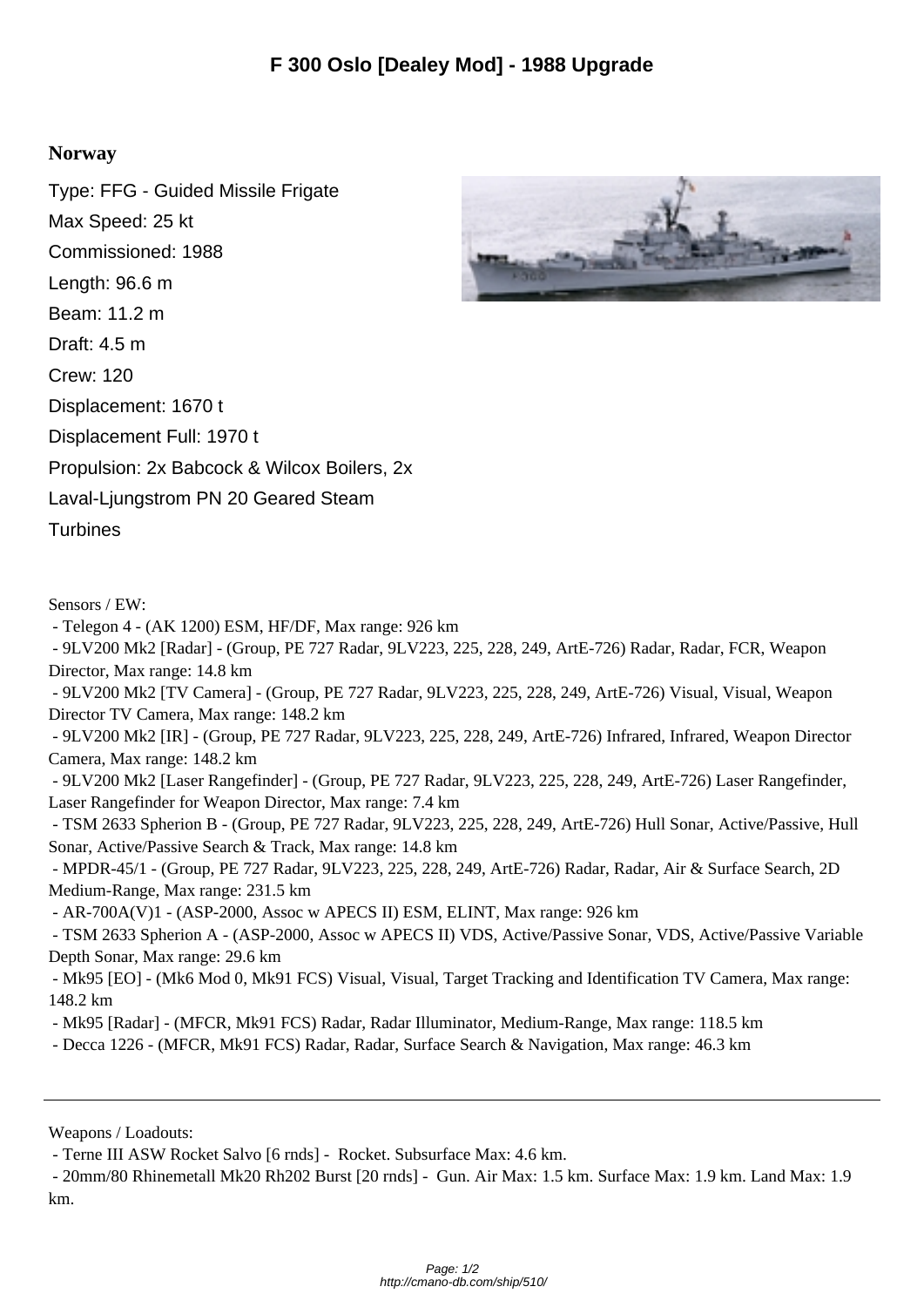# F 300 Oslo [Dealey Mod] - 1988 Upgrade

**Norway**

Type: FFG - Guided Missile Frigate
Max Speed: 25 kt
Commissioned: 1988
Length: 96.6 m
Beam: 11.2 m
Draft: 4.5 m
Crew: 120
Displacement: 1670 t
Displacement Full: 1970 t
Propulsion: 2x Babcock & Wilcox Boilers, 2x Laval-Ljungstrom PN 20 Geared Steam Turbines

Sensors / EW:

- Telegon 4 - (AK 1200) ESM, HF/DF, Max range: 926 km
- 9LV200 Mk2 [Radar] - (Group, PE 727 Radar, 9LV223, 225, 228, 249, ArtE-726) Radar, Radar, FCR, Weapon Director, Max range: 14.8 km
- 9LV200 Mk2 [TV Camera] - (Group, PE 727 Radar, 9LV223, 225, 228, 249, ArtE-726) Visual, Visual, Weapon Director TV Camera, Max range: 148.2 km
- 9LV200 Mk2 [IR] - (Group, PE 727 Radar, 9LV223, 225, 228, 249, ArtE-726) Infrared, Infrared, Weapon Director Camera, Max range: 148.2 km
- 9LV200 Mk2 [Laser Rangefinder] - (Group, PE 727 Radar, 9LV223, 225, 228, 249, ArtE-726) Laser Rangefinder, Laser Rangefinder for Weapon Director, Max range: 7.4 km
- TSM 2633 Spherion B - (Group, PE 727 Radar, 9LV223, 225, 228, 249, ArtE-726) Hull Sonar, Active/Passive, Hull Sonar, Active/Passive Search & Track, Max range: 14.8 km
- MPDR-45/1 - (Group, PE 727 Radar, 9LV223, 225, 228, 249, ArtE-726) Radar, Radar, Air & Surface Search, 2D Medium-Range, Max range: 231.5 km
- AR-700A(V)1 - (ASP-2000, Assoc w APECS II) ESM, ELINT, Max range: 926 km
- TSM 2633 Spherion A - (ASP-2000, Assoc w APECS II) VDS, Active/Passive Sonar, VDS, Active/Passive Variable Depth Sonar, Max range: 29.6 km
- Mk95 [EO] - (Mk6 Mod 0, Mk91 FCS) Visual, Visual, Target Tracking and Identification TV Camera, Max range: 148.2 km
- Mk95 [Radar] - (MFCR, Mk91 FCS) Radar, Radar Illuminator, Medium-Range, Max range: 118.5 km
- Decca 1226 - (MFCR, Mk91 FCS) Radar, Radar, Surface Search & Navigation, Max range: 46.3 km

---

Weapons / Loadouts:

- Terne III ASW Rocket Salvo [6 rnds] - Rocket. Subsurface Max: 4.6 km.
- 20mm/80 Rhinemetall Mk20 Rh202 Burst [20 rnds] - Gun. Air Max: 1.5 km. Surface Max: 1.9 km. Land Max: 1.9 km.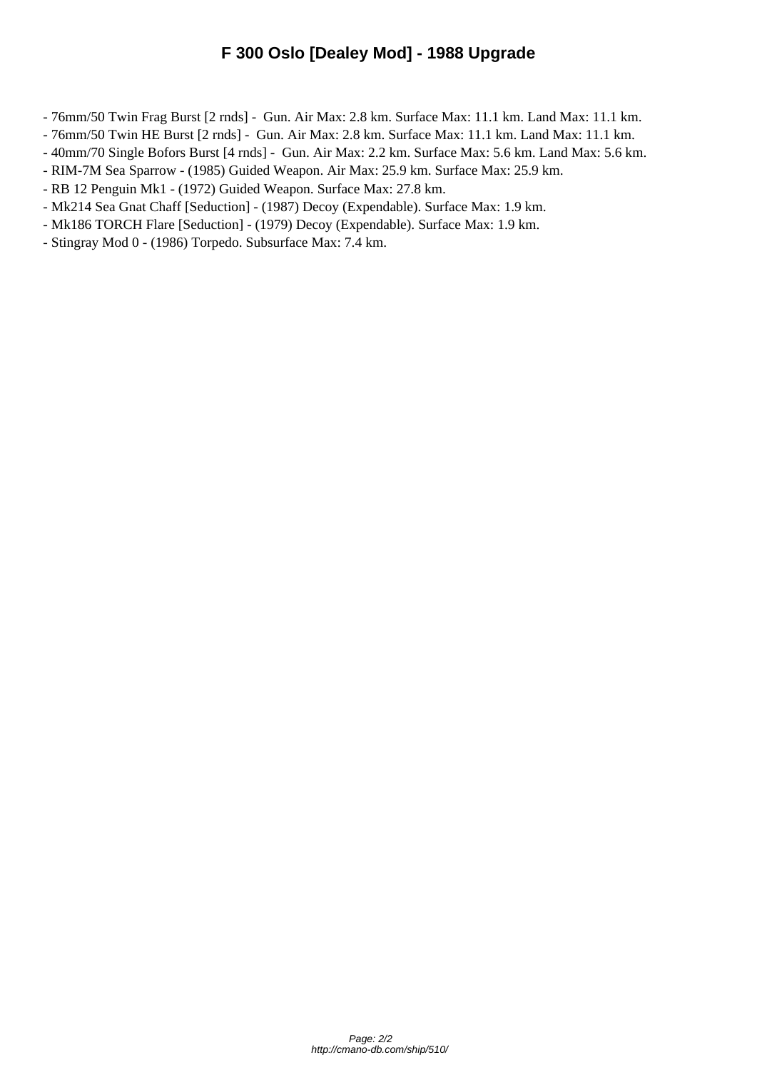# F 300 Oslo [Dealey Mod] - 1988 Upgrade

- 76mm/50 Twin Frag Burst [2 rnds] - Gun. Air Max: 2.8 km. Surface Max: 11.1 km. Land Max: 11.1 km.
- 76mm/50 Twin HE Burst [2 rnds] - Gun. Air Max: 2.8 km. Surface Max: 11.1 km. Land Max: 11.1 km.
- 40mm/70 Single Bofors Burst [4 rnds] - Gun. Air Max: 2.2 km. Surface Max: 5.6 km. Land Max: 5.6 km.
- RIM-7M Sea Sparrow - (1985) Guided Weapon. Air Max: 25.9 km. Surface Max: 25.9 km.
- RB 12 Penguin Mk1 - (1972) Guided Weapon. Surface Max: 27.8 km.
- Mk214 Sea Gnat Chaff [Seduction] - (1987) Decoy (Expendable). Surface Max: 1.9 km.
- Mk186 TORCH Flare [Seduction] - (1979) Decoy (Expendable). Surface Max: 1.9 km.
- Stingray Mod 0 - (1986) Torpedo. Subsurface Max: 7.4 km.